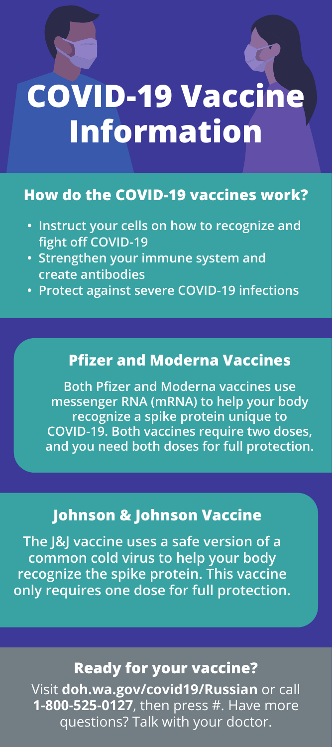# COVID-19 Vaccine Information

## How do the COVID-19 vaccines work?

- **Instruct your cells on how to recognize and fight off COVID-19**
- **Strengthen your immune system and create antibodies**
- **Protect against severe COVID-19 infections**

## Pfizer and Moderna Vaccines

**Both Pfizer and Moderna vaccines use messenger RNA (mRNA) to help your body recognize a spike protein unique to COVID-19. Both vaccines require two doses, and you need both doses for full protection.**

## Johnson & Johnson Vaccine

**The J&J vaccine uses a safe version of a common cold virus to help your body recognize the spike protein. This vaccine only requires one dose for full protection.**

## Ready for your vaccine?

Visit **doh.wa.gov/covid19/Russian** or call **1-800-525-0127**, then press #. Have more questions? Talk with your doctor.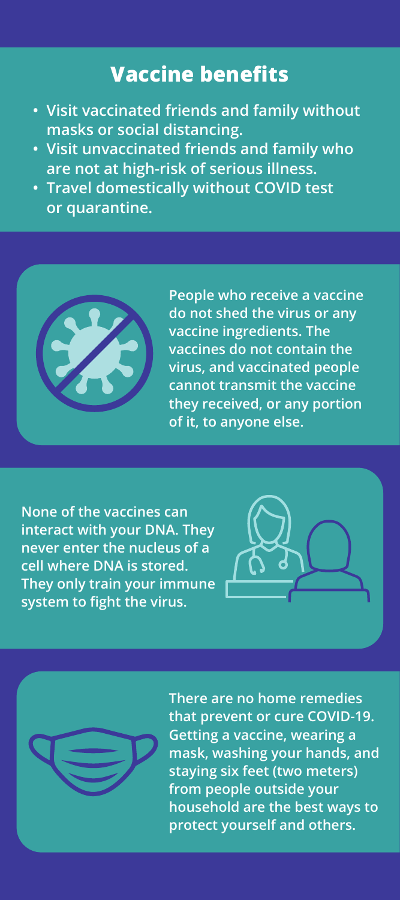## Vaccine benefits

- Visit vaccinated friends and family without masks or social distancing.
- Visit unvaccinated friends and family who are not at high-risk of serious illness.
- Travel domestically without COVID test or quarantine.

People who receive a vaccine do not shed the virus or any vaccine ingredients. The vaccines do not contain the virus, and vaccinated people cannot transmit the vaccine they received, or any portion of it, to anyone else.

None of the vaccines can interact with your DNA. They never enter the nucleus of a cell where DNA is stored. They only train your immune system to fight the virus.

There are no home remedies that prevent or cure COVID-19. Getting a vaccine, wearing a mask, washing your hands, and staying six feet (two meters) from people outside your household are the best ways to protect yourself and others.